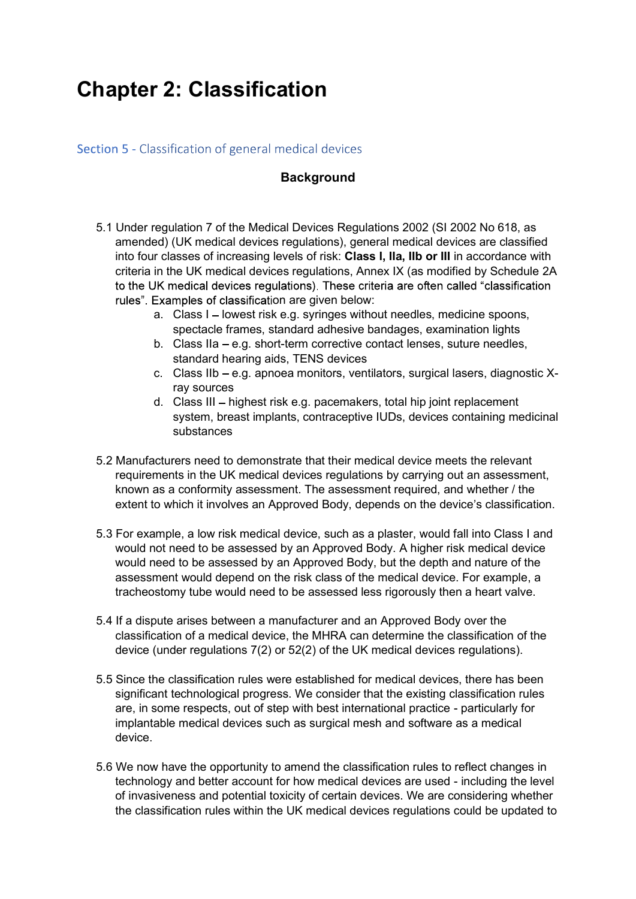# Chapter 2: Classification

## Section 5 - Classification of general medical devices

### Background

5.1 Under regulation 7 of the Medical Devices Regulations 2002 (SI 2002 No 618, as amended) (UK medical devices regulations), general medical devices are classified into four classes of increasing levels of risk: **Class I, IIa, IIb or III** in accordance with criteria in the UK medical devices regulations, Annex IX (as modified by Schedule 2A to the UK medical devices regulations). These criteria are often called "classification rules". Examples of classification are given below:

a. Class I – lowest risk e.g. syringes without needles, medicine spoons, spectacle frames, standard adhesive bandages, examination lights
b. Class IIa – e.g. short-term corrective contact lenses, suture needles, standard hearing aids, TENS devices
c. Class IIb – e.g. apnoea monitors, ventilators, surgical lasers, diagnostic X-ray sources
d. Class III – highest risk e.g. pacemakers, total hip joint replacement system, breast implants, contraceptive IUDs, devices containing medicinal substances

5.2 Manufacturers need to demonstrate that their medical device meets the relevant requirements in the UK medical devices regulations by carrying out an assessment, known as a conformity assessment. The assessment required, and whether / the extent to which it involves an Approved Body, depends on the device's classification.

5.3 For example, a low risk medical device, such as a plaster, would fall into Class I and would not need to be assessed by an Approved Body. A higher risk medical device would need to be assessed by an Approved Body, but the depth and nature of the assessment would depend on the risk class of the medical device. For example, a tracheostomy tube would need to be assessed less rigorously then a heart valve.

5.4 If a dispute arises between a manufacturer and an Approved Body over the classification of a medical device, the MHRA can determine the classification of the device (under regulations 7(2) or 52(2) of the UK medical devices regulations).

5.5 Since the classification rules were established for medical devices, there has been significant technological progress. We consider that the existing classification rules are, in some respects, out of step with best international practice - particularly for implantable medical devices such as surgical mesh and software as a medical device.

5.6 We now have the opportunity to amend the classification rules to reflect changes in technology and better account for how medical devices are used - including the level of invasiveness and potential toxicity of certain devices. We are considering whether the classification rules within the UK medical devices regulations could be updated to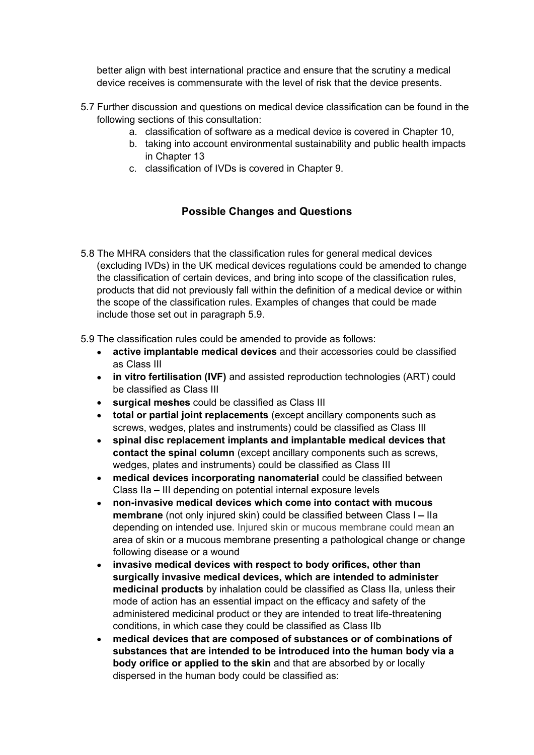better align with best international practice and ensure that the scrutiny a medical device receives is commensurate with the level of risk that the device presents.

5.7 Further discussion and questions on medical device classification can be found in the following sections of this consultation:

a. classification of software as a medical device is covered in Chapter 10,
b. taking into account environmental sustainability and public health impacts in Chapter 13
c. classification of IVDs is covered in Chapter 9.

## Possible Changes and Questions

5.8 The MHRA considers that the classification rules for general medical devices (excluding IVDs) in the UK medical devices regulations could be amended to change the classification of certain devices, and bring into scope of the classification rules, products that did not previously fall within the definition of a medical device or within the scope of the classification rules. Examples of changes that could be made include those set out in paragraph 5.9.

5.9 The classification rules could be amended to provide as follows:

- **active implantable medical devices** and their accessories could be classified as Class III
- **in vitro fertilisation (IVF)** and assisted reproduction technologies (ART) could be classified as Class III
- **surgical meshes** could be classified as Class III
- **total or partial joint replacements** (except ancillary components such as screws, wedges, plates and instruments) could be classified as Class III
- **spinal disc replacement implants and implantable medical devices that contact the spinal column** (except ancillary components such as screws, wedges, plates and instruments) could be classified as Class III
- **medical devices incorporating nanomaterial** could be classified between Class IIa – III depending on potential internal exposure levels
- **non-invasive medical devices which come into contact with mucous membrane** (not only injured skin) could be classified between Class I – IIa depending on intended use. Injured skin or mucous membrane could mean an area of skin or a mucous membrane presenting a pathological change or change following disease or a wound
- **invasive medical devices with respect to body orifices, other than surgically invasive medical devices, which are intended to administer medicinal products** by inhalation could be classified as Class IIa, unless their mode of action has an essential impact on the efficacy and safety of the administered medicinal product or they are intended to treat life-threatening conditions, in which case they could be classified as Class IIb
- **medical devices that are composed of substances or of combinations of substances that are intended to be introduced into the human body via a body orifice or applied to the skin** and that are absorbed by or locally dispersed in the human body could be classified as: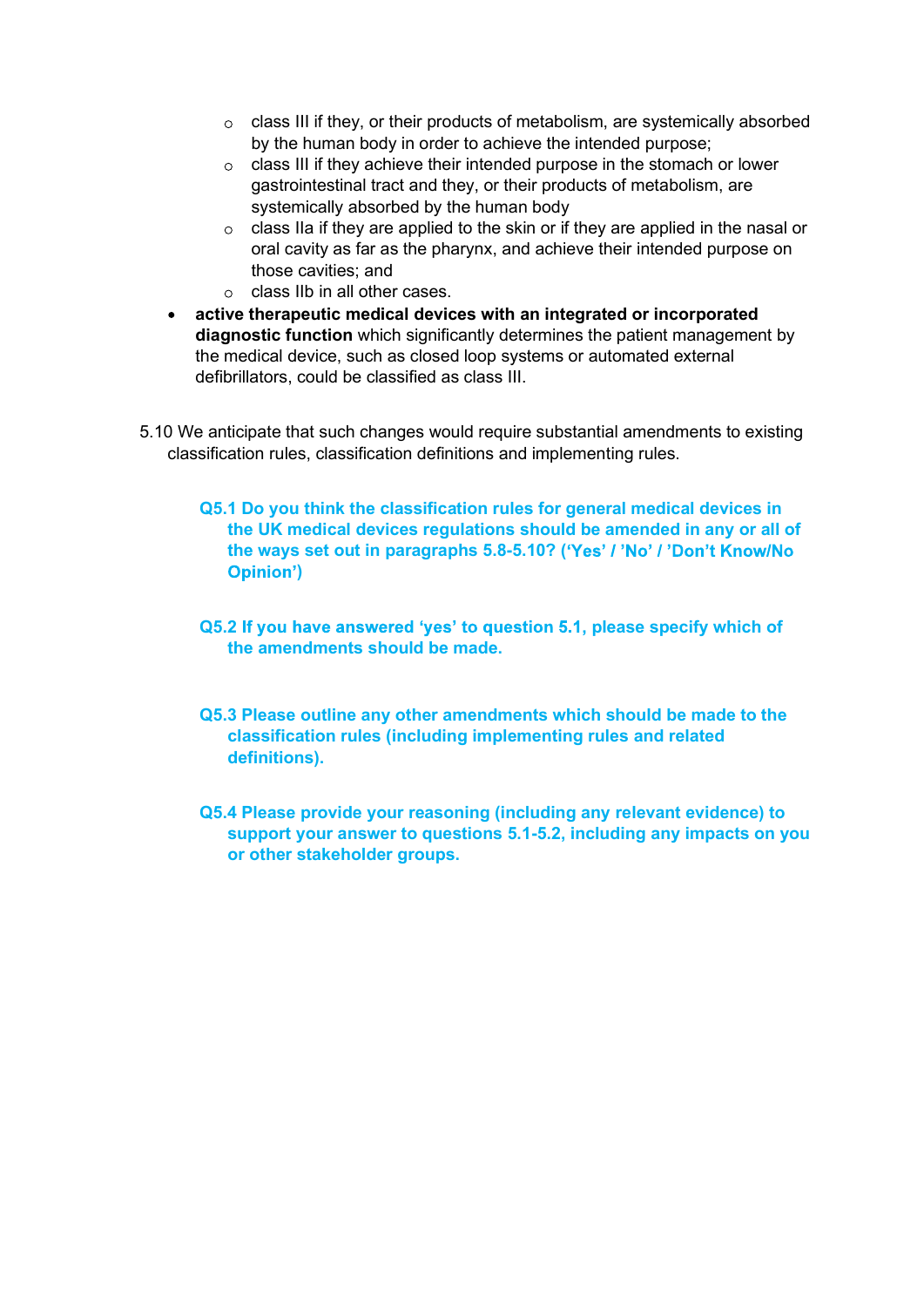- class III if they, or their products of metabolism, are systemically absorbed by the human body in order to achieve the intended purpose;
- class III if they achieve their intended purpose in the stomach or lower gastrointestinal tract and they, or their products of metabolism, are systemically absorbed by the human body
- class IIa if they are applied to the skin or if they are applied in the nasal or oral cavity as far as the pharynx, and achieve their intended purpose on those cavities; and
- class IIb in all other cases.

- **active therapeutic medical devices with an integrated or incorporated diagnostic function** which significantly determines the patient management by the medical device, such as closed loop systems or automated external defibrillators, could be classified as class III.

5.10 We anticipate that such changes would require substantial amendments to existing classification rules, classification definitions and implementing rules.

**Q5.1 Do you think the classification rules for general medical devices in the UK medical devices regulations should be amended in any or all of the ways set out in paragraphs 5.8-5.10? ('Yes' / 'No' / 'Don't Know/No Opinion')**

**Q5.2 If you have answered 'yes' to question 5.1, please specify which of the amendments should be made.**

**Q5.3 Please outline any other amendments which should be made to the classification rules (including implementing rules and related definitions).**

**Q5.4 Please provide your reasoning (including any relevant evidence) to support your answer to questions 5.1-5.2, including any impacts on you or other stakeholder groups.**